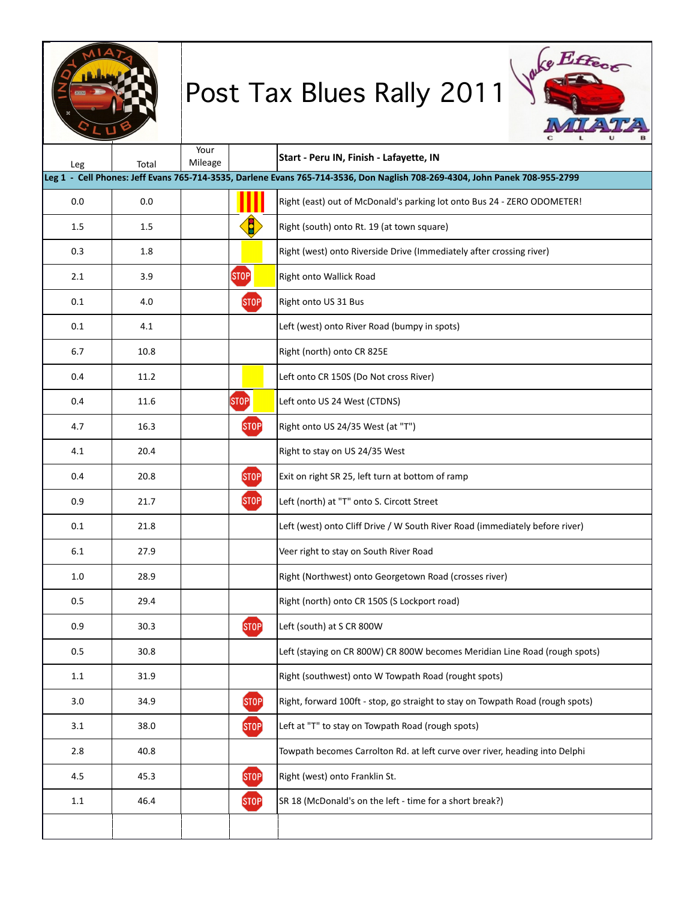# Post Tax Blues Rally 2011

| Leg | Total | Your Mileage | | Start - Peru IN, Finish - Lafayette, IN |
|---|---|---|---|---|
| **Leg 1 - Cell Phones: Jeff Evans 765-714-3535, Darlene Evans 765-714-3536, Don Naglish 708-269-4304, John Panek 708-955-2799** | | | | |
| 0.0 | 0.0 | | | Right (east) out of McDonald's parking lot onto Bus 24 - ZERO ODOMETER! |
| 1.5 | 1.5 | | | Right (south) onto Rt. 19 (at town square) |
| 0.3 | 1.8 | | | Right (west) onto Riverside Drive (Immediately after crossing river) |
| 2.1 | 3.9 | | STOP | Right onto Wallick Road |
| 0.1 | 4.0 | | STOP | Right onto US 31 Bus |
| 0.1 | 4.1 | | | Left (west) onto River Road (bumpy in spots) |
| 6.7 | 10.8 | | | Right (north) onto CR 825E |
| 0.4 | 11.2 | | | Left onto CR 150S (Do Not cross River) |
| 0.4 | 11.6 | | STOP | Left onto US 24 West (CTDNS) |
| 4.7 | 16.3 | | STOP | Right onto US 24/35 West (at "T") |
| 4.1 | 20.4 | | | Right to stay on US 24/35 West |
| 0.4 | 20.8 | | STOP | Exit on right SR 25, left turn at bottom of ramp |
| 0.9 | 21.7 | | STOP | Left (north) at "T" onto S. Circott Street |
| 0.1 | 21.8 | | | Left (west) onto Cliff Drive / W South River Road (immediately before river) |
| 6.1 | 27.9 | | | Veer right to stay on South River Road |
| 1.0 | 28.9 | | | Right (Northwest) onto Georgetown Road (crosses river) |
| 0.5 | 29.4 | | | Right (north) onto CR 150S (S Lockport road) |
| 0.9 | 30.3 | | STOP | Left (south) at S CR 800W |
| 0.5 | 30.8 | | | Left (staying on CR 800W) CR 800W becomes Meridian Line Road (rough spots) |
| 1.1 | 31.9 | | | Right (southwest) onto W Towpath Road (rought spots) |
| 3.0 | 34.9 | | STOP | Right, forward 100ft - stop, go straight to stay on Towpath Road (rough spots) |
| 3.1 | 38.0 | | STOP | Left at "T" to stay on Towpath Road (rough spots) |
| 2.8 | 40.8 | | | Towpath becomes Carrolton Rd. at left curve over river, heading into Delphi |
| 4.5 | 45.3 | | STOP | Right (west) onto Franklin St. |
| 1.1 | 46.4 | | STOP | SR 18 (McDonald's on the left - time for a short break?) |
| | | | | |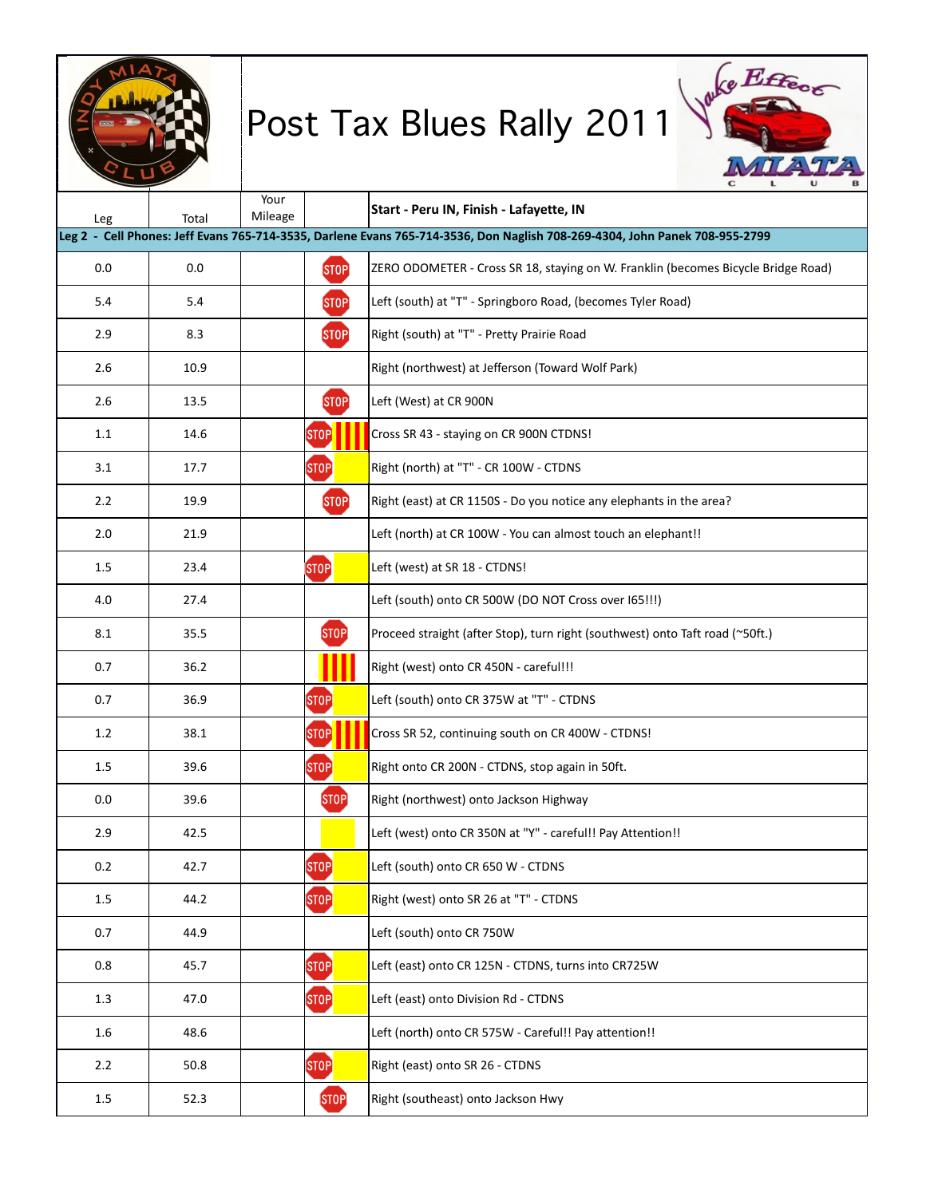# Post Tax Blues Rally 2011

| Leg | Total | Your Mileage | | Start - Peru IN, Finish - Lafayette, IN |
|---|---|---|---|---|
| **Leg 2 - Cell Phones: Jeff Evans 765-714-3535, Darlene Evans 765-714-3536, Don Naglish 708-269-4304, John Panek 708-955-2799** | | | | |
| 0.0 | 0.0 | | STOP | ZERO ODOMETER - Cross SR 18, staying on W. Franklin (becomes Bicycle Bridge Road) |
| 5.4 | 5.4 | | STOP | Left (south) at "T" - Springboro Road, (becomes Tyler Road) |
| 2.9 | 8.3 | | STOP | Right (south) at "T" - Pretty Prairie Road |
| 2.6 | 10.9 | | | Right (northwest) at Jefferson (Toward Wolf Park) |
| 2.6 | 13.5 | | STOP | Left (West) at CR 900N |
| 1.1 | 14.6 | | STOP | Cross SR 43 - staying on CR 900N CTDNS! |
| 3.1 | 17.7 | | STOP | Right (north) at "T" - CR 100W - CTDNS |
| 2.2 | 19.9 | | STOP | Right (east) at CR 1150S - Do you notice any elephants in the area? |
| 2.0 | 21.9 | | | Left (north) at CR 100W - You can almost touch an elephant!! |
| 1.5 | 23.4 | | STOP | Left (west) at SR 18 - CTDNS! |
| 4.0 | 27.4 | | | Left (south) onto CR 500W (DO NOT Cross over I65!!!) |
| 8.1 | 35.5 | | STOP | Proceed straight (after Stop), turn right (southwest) onto Taft road (~50ft.) |
| 0.7 | 36.2 | | | Right (west) onto CR 450N - careful!!! |
| 0.7 | 36.9 | | STOP | Left (south) onto CR 375W at "T" - CTDNS |
| 1.2 | 38.1 | | STOP | Cross SR 52, continuing south on CR 400W - CTDNS! |
| 1.5 | 39.6 | | STOP | Right onto CR 200N - CTDNS, stop again in 50ft. |
| 0.0 | 39.6 | | STOP | Right (northwest) onto Jackson Highway |
| 2.9 | 42.5 | | | Left (west) onto CR 350N at "Y" - careful!! Pay Attention!! |
| 0.2 | 42.7 | | STOP | Left (south) onto CR 650 W - CTDNS |
| 1.5 | 44.2 | | STOP | Right (west) onto SR 26 at "T" - CTDNS |
| 0.7 | 44.9 | | | Left (south) onto CR 750W |
| 0.8 | 45.7 | | STOP | Left (east) onto CR 125N - CTDNS, turns into CR725W |
| 1.3 | 47.0 | | STOP | Left (east) onto Division Rd - CTDNS |
| 1.6 | 48.6 | | | Left (north) onto CR 575W - Careful!! Pay attention!! |
| 2.2 | 50.8 | | STOP | Right (east) onto SR 26 - CTDNS |
| 1.5 | 52.3 | | STOP | Right (southeast) onto Jackson Hwy |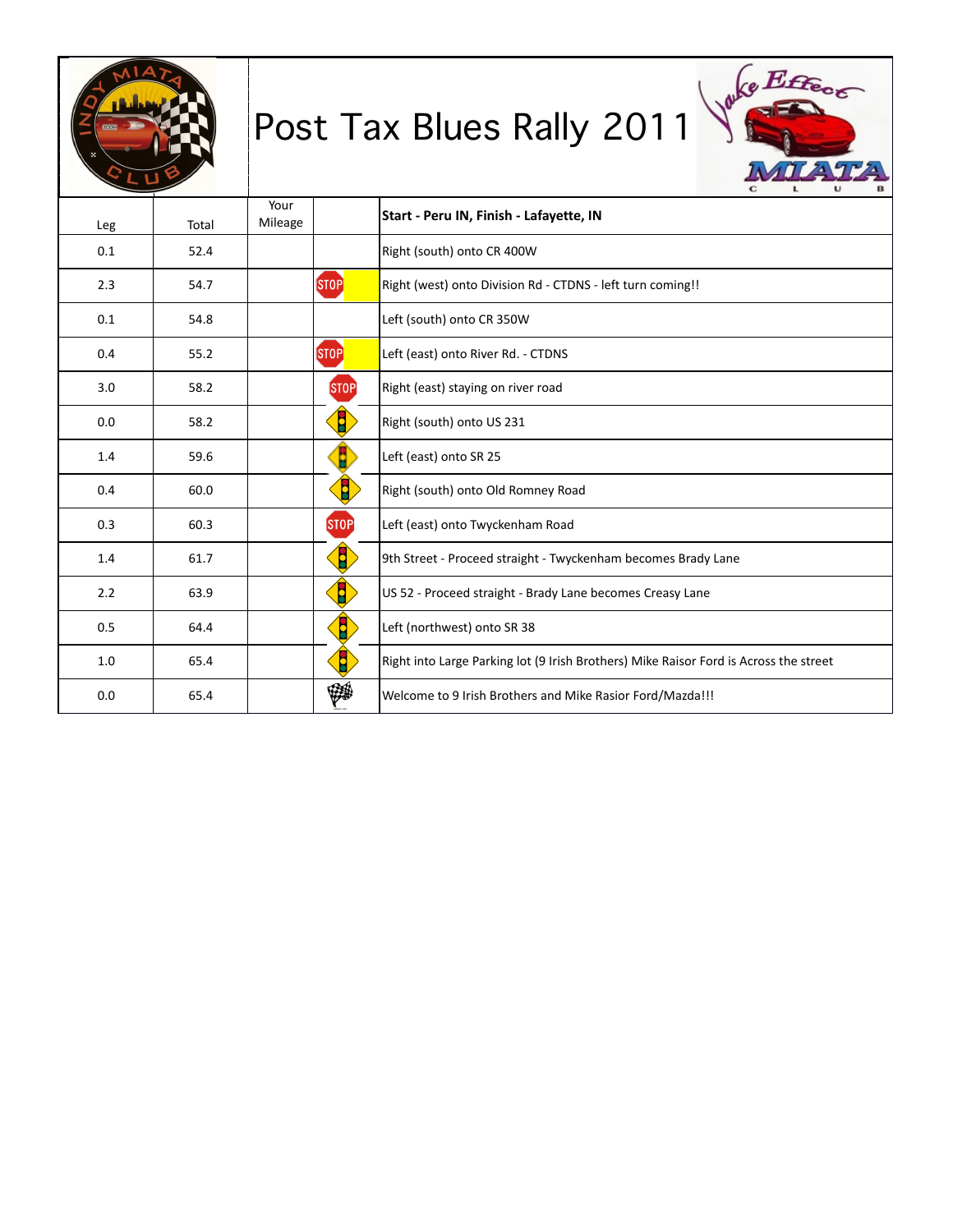# Post Tax Blues Rally 2011

| Leg | Total | Your Mileage | | Start - Peru IN, Finish - Lafayette, IN |
|---|---|---|---|---|
| 0.1 | 52.4 | | | Right (south) onto CR 400W |
| 2.3 | 54.7 | | STOP | Right (west) onto Division Rd - CTDNS - left turn coming!! |
| 0.1 | 54.8 | | | Left (south) onto CR 350W |
| 0.4 | 55.2 | | STOP | Left (east) onto River Rd. - CTDNS |
| 3.0 | 58.2 | | STOP | Right (east) staying on river road |
| 0.0 | 58.2 | | | Right (south) onto US 231 |
| 1.4 | 59.6 | | | Left (east) onto SR 25 |
| 0.4 | 60.0 | | | Right (south) onto Old Romney Road |
| 0.3 | 60.3 | | STOP | Left (east) onto Twyckenham Road |
| 1.4 | 61.7 | | | 9th Street - Proceed straight - Twyckenham becomes Brady Lane |
| 2.2 | 63.9 | | | US 52 - Proceed straight - Brady Lane becomes Creasy Lane |
| 0.5 | 64.4 | | | Left (northwest) onto SR 38 |
| 1.0 | 65.4 | | | Right into Large Parking lot (9 Irish Brothers) Mike Raisor Ford is Across the street |
| 0.0 | 65.4 | | | Welcome to 9 Irish Brothers and Mike Rasior Ford/Mazda!!! |